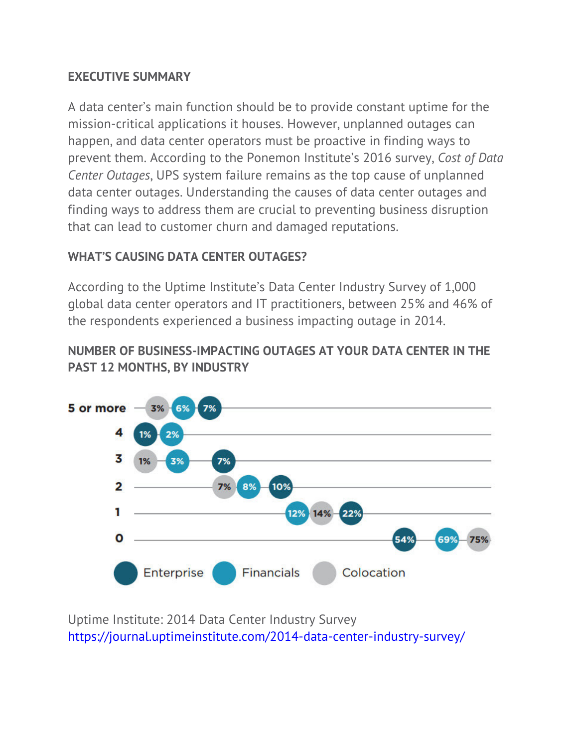**EXECUTIVE SUMMARY**

A data center's main function should be to provide constant uptime for the mission-critical applications it houses. However, unplanned outages can happen, and data center operators must be proactive in finding ways to prevent them. According to the Ponemon Institute's 2016 survey, *Cost of Data Center Outages*, UPS system failure remains as the top cause of unplanned data center outages. Understanding the causes of data center outages and finding ways to address them are crucial to preventing business disruption that can lead to customer churn and damaged reputations.

**WHAT'S CAUSING DATA CENTER OUTAGES?**

According to the Uptime Institute's Data Center Industry Survey of 1,000 global data center operators and IT practitioners, between 25% and 46% of the respondents experienced a business impacting outage in 2014.

**NUMBER OF BUSINESS-IMPACTING OUTAGES AT YOUR DATA CENTER IN THE PAST 12 MONTHS, BY INDUSTRY**

| Number of outages | Enterprise | Financials | Colocation |
|---|---|---|---|
| 5 or more | 7% | 6% | 3% |
| 4 | 1% | 2% | |
| 3 | 7% | 3% | 1% |
| 2 | 10% | 8% | 7% |
| 1 | 22% | 12% | 14% |
| 0 | 54% | 69% | 75% |

Uptime Institute: 2014 Data Center Industry Survey
https://journal.uptimeinstitute.com/2014-data-center-industry-survey/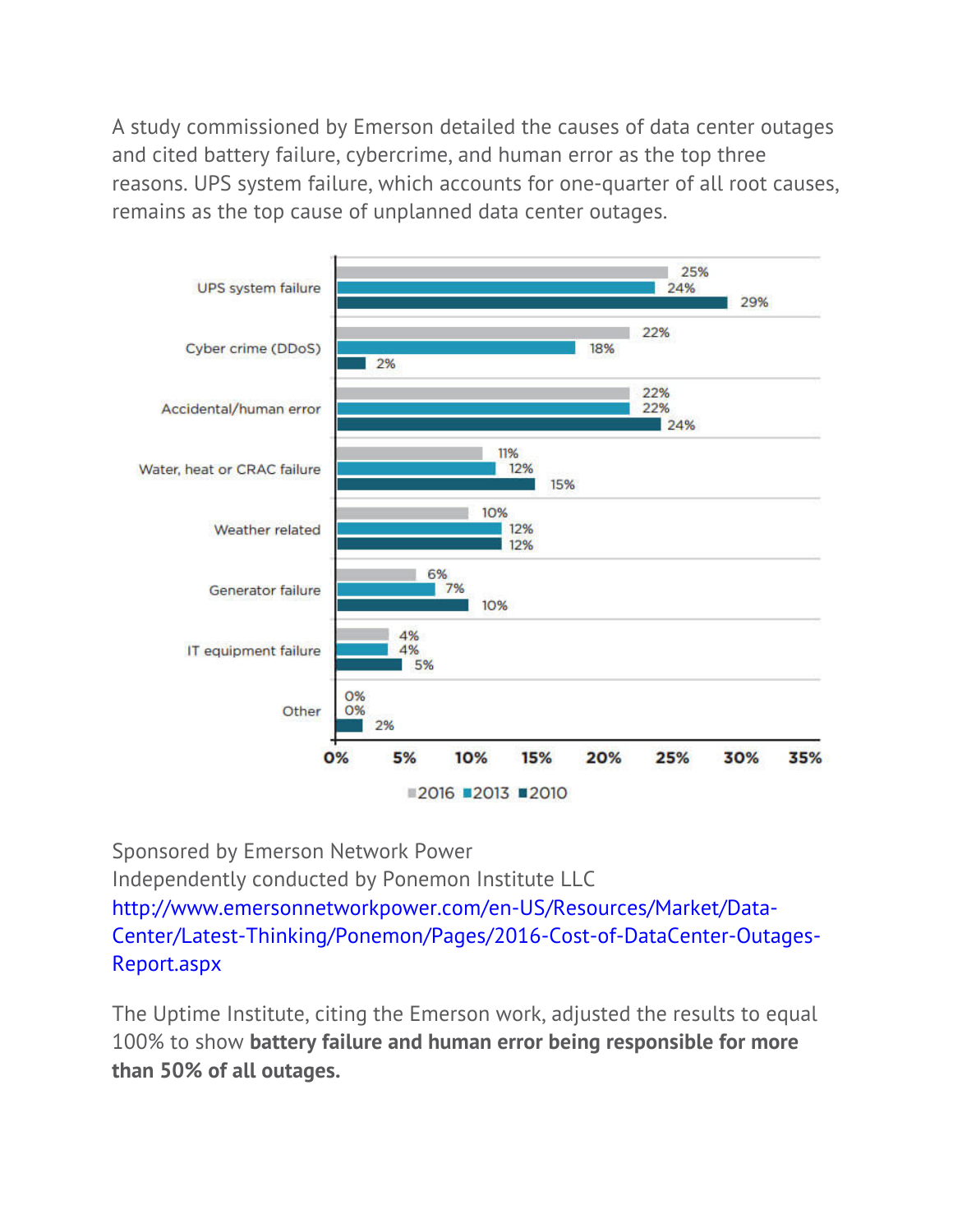A study commissioned by Emerson detailed the causes of data center outages and cited battery failure, cybercrime, and human error as the top three reasons. UPS system failure, which accounts for one-quarter of all root causes, remains as the top cause of unplanned data center outages.

| Cause | 2016 | 2013 | 2010 |
| --- | --- | --- | --- |
| UPS system failure | 25% | 24% | 29% |
| Cyber crime (DDoS) | 22% | 18% | 2% |
| Accidental/human error | 22% | 22% | 24% |
| Water, heat or CRAC failure | 11% | 12% | 15% |
| Weather related | 10% | 12% | 12% |
| Generator failure | 6% | 7% | 10% |
| IT equipment failure | 4% | 4% | 5% |
| Other | 0% | 0% | 2% |

Sponsored by Emerson Network Power
Independently conducted by Ponemon Institute LLC
http://www.emersonnetworkpower.com/en-US/Resources/Market/Data-Center/Latest-Thinking/Ponemon/Pages/2016-Cost-of-DataCenter-Outages-Report.aspx

The Uptime Institute, citing the Emerson work, adjusted the results to equal 100% to show **battery failure and human error being responsible for more than 50% of all outages.**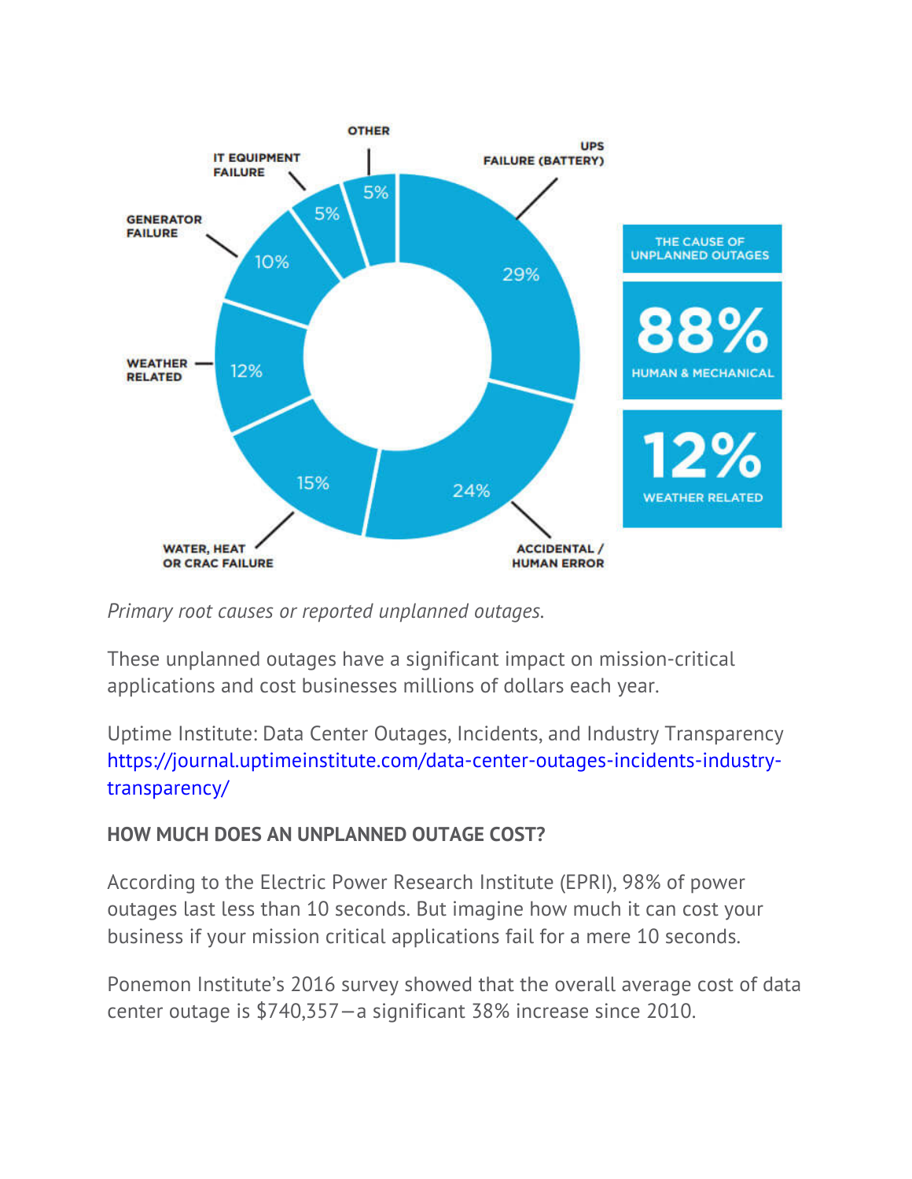| Cause | Percentage |
|---|---|
| UPS Failure (Battery) | 29% |
| Accidental / Human Error | 24% |
| Water, Heat or CRAC Failure | 15% |
| Weather Related | 12% |
| Generator Failure | 10% |
| IT Equipment Failure | 5% |
| Other | 5% |

THE CAUSE OF UNPLANNED OUTAGES

88% HUMAN & MECHANICAL

12% WEATHER RELATED

*Primary root causes or reported unplanned outages.*

These unplanned outages have a significant impact on mission-critical applications and cost businesses millions of dollars each year.

Uptime Institute: Data Center Outages, Incidents, and Industry Transparency https://journal.uptimeinstitute.com/data-center-outages-incidents-industry-transparency/

**HOW MUCH DOES AN UNPLANNED OUTAGE COST?**

According to the Electric Power Research Institute (EPRI), 98% of power outages last less than 10 seconds. But imagine how much it can cost your business if your mission critical applications fail for a mere 10 seconds.

Ponemon Institute's 2016 survey showed that the overall average cost of data center outage is $740,357—a significant 38% increase since 2010.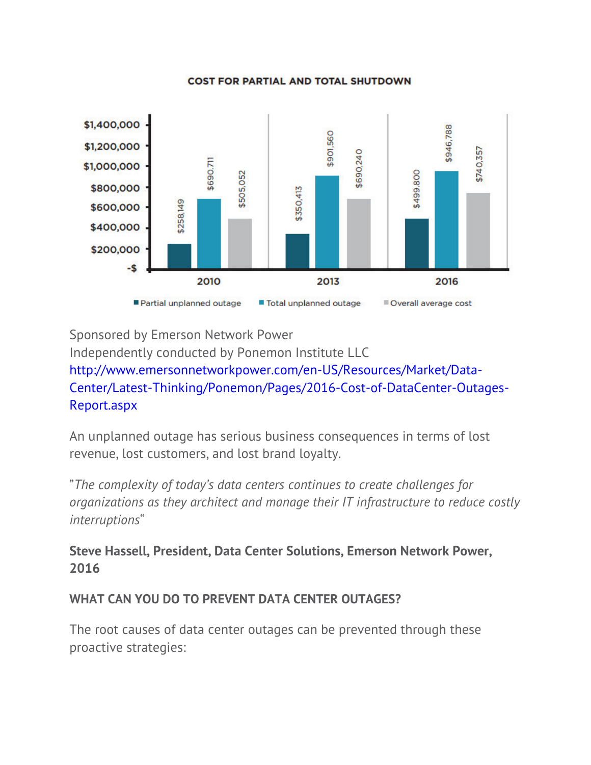**COST FOR PARTIAL AND TOTAL SHUTDOWN**

| | 2010 | 2013 | 2016 |
|---|---|---|---|
| Partial unplanned outage | $258,149 | $350,413 | $499,800 |
| Total unplanned outage | $690,711 | $901,560 | $946,788 |
| Overall average cost | $505,052 | $690,240 | $740,357 |

Sponsored by Emerson Network Power
Independently conducted by Ponemon Institute LLC
http://www.emersonnetworkpower.com/en-US/Resources/Market/Data-Center/Latest-Thinking/Ponemon/Pages/2016-Cost-of-DataCenter-Outages-Report.aspx

An unplanned outage has serious business consequences in terms of lost revenue, lost customers, and lost brand loyalty.

”*The complexity of today’s data centers continues to create challenges for organizations as they architect and manage their IT infrastructure to reduce costly interruptions*“

**Steve Hassell, President, Data Center Solutions, Emerson Network Power, 2016**

**WHAT CAN YOU DO TO PREVENT DATA CENTER OUTAGES?**

The root causes of data center outages can be prevented through these proactive strategies: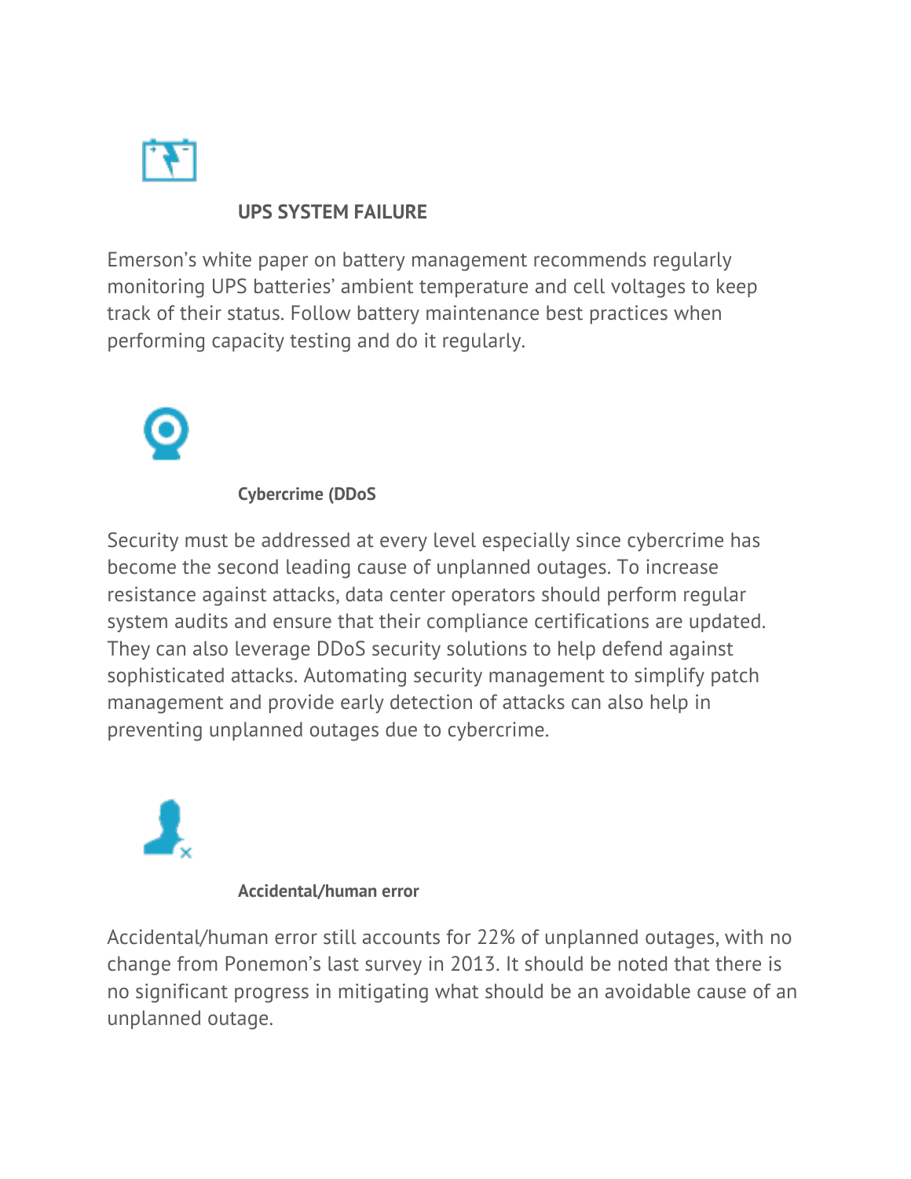### UPS SYSTEM FAILURE

Emerson's white paper on battery management recommends regularly monitoring UPS batteries' ambient temperature and cell voltages to keep track of their status. Follow battery maintenance best practices when performing capacity testing and do it regularly.

### Cybercrime (DDoS

Security must be addressed at every level especially since cybercrime has become the second leading cause of unplanned outages. To increase resistance against attacks, data center operators should perform regular system audits and ensure that their compliance certifications are updated. They can also leverage DDoS security solutions to help defend against sophisticated attacks. Automating security management to simplify patch management and provide early detection of attacks can also help in preventing unplanned outages due to cybercrime.

### Accidental/human error

Accidental/human error still accounts for 22% of unplanned outages, with no change from Ponemon's last survey in 2013. It should be noted that there is no significant progress in mitigating what should be an avoidable cause of an unplanned outage.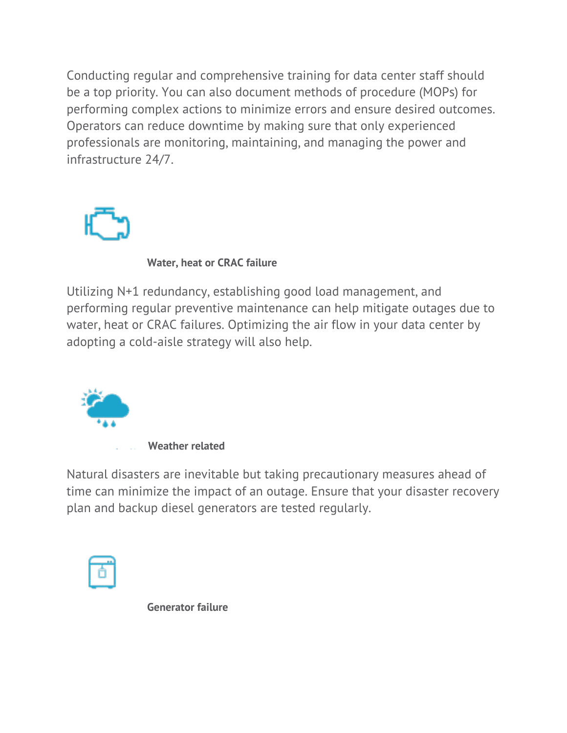Conducting regular and comprehensive training for data center staff should be a top priority. You can also document methods of procedure (MOPs) for performing complex actions to minimize errors and ensure desired outcomes. Operators can reduce downtime by making sure that only experienced professionals are monitoring, maintaining, and managing the power and infrastructure 24/7.

**Water, heat or CRAC failure**

Utilizing N+1 redundancy, establishing good load management, and performing regular preventive maintenance can help mitigate outages due to water, heat or CRAC failures. Optimizing the air flow in your data center by adopting a cold-aisle strategy will also help.

**Weather related**

Natural disasters are inevitable but taking precautionary measures ahead of time can minimize the impact of an outage. Ensure that your disaster recovery plan and backup diesel generators are tested regularly.

**Generator failure**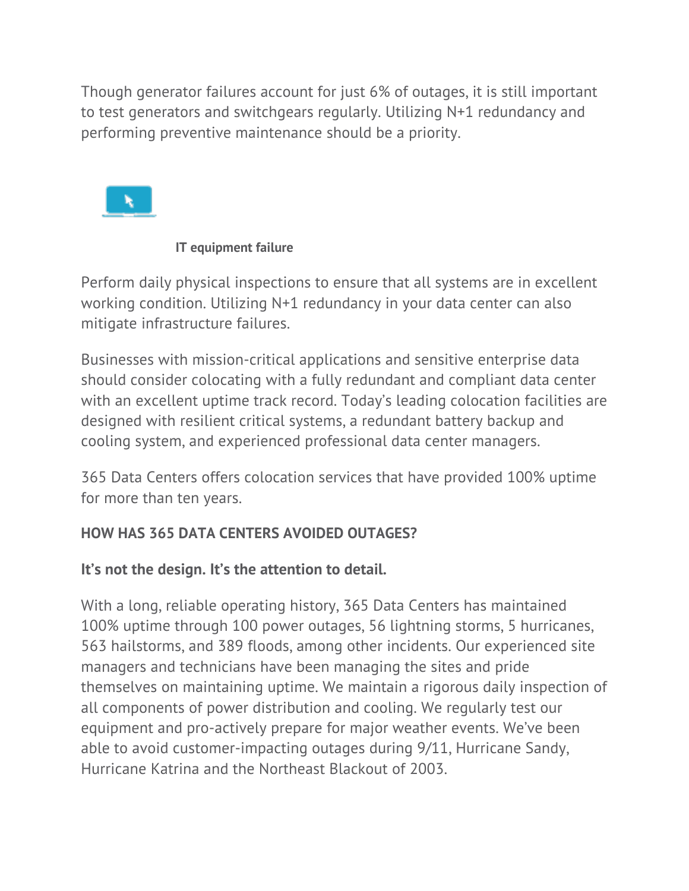Though generator failures account for just 6% of outages, it is still important to test generators and switchgears regularly. Utilizing N+1 redundancy and performing preventive maintenance should be a priority.

**IT equipment failure**

Perform daily physical inspections to ensure that all systems are in excellent working condition. Utilizing N+1 redundancy in your data center can also mitigate infrastructure failures.

Businesses with mission-critical applications and sensitive enterprise data should consider colocating with a fully redundant and compliant data center with an excellent uptime track record. Today's leading colocation facilities are designed with resilient critical systems, a redundant battery backup and cooling system, and experienced professional data center managers.

365 Data Centers offers colocation services that have provided 100% uptime for more than ten years.

**HOW HAS 365 DATA CENTERS AVOIDED OUTAGES?**

**It's not the design. It's the attention to detail.**

With a long, reliable operating history, 365 Data Centers has maintained 100% uptime through 100 power outages, 56 lightning storms, 5 hurricanes, 563 hailstorms, and 389 floods, among other incidents. Our experienced site managers and technicians have been managing the sites and pride themselves on maintaining uptime. We maintain a rigorous daily inspection of all components of power distribution and cooling. We regularly test our equipment and pro-actively prepare for major weather events. We've been able to avoid customer-impacting outages during 9/11, Hurricane Sandy, Hurricane Katrina and the Northeast Blackout of 2003.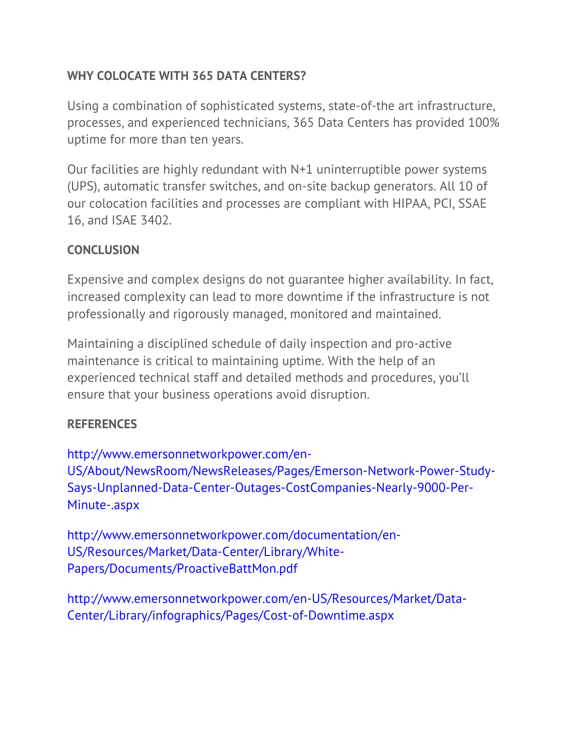## WHY COLOCATE WITH 365 DATA CENTERS?

Using a combination of sophisticated systems, state-of-the art infrastructure, processes, and experienced technicians, 365 Data Centers has provided 100% uptime for more than ten years.

Our facilities are highly redundant with N+1 uninterruptible power systems (UPS), automatic transfer switches, and on-site backup generators. All 10 of our colocation facilities and processes are compliant with HIPAA, PCI, SSAE 16, and ISAE 3402.

## CONCLUSION

Expensive and complex designs do not guarantee higher availability. In fact, increased complexity can lead to more downtime if the infrastructure is not professionally and rigorously managed, monitored and maintained.

Maintaining a disciplined schedule of daily inspection and pro-active maintenance is critical to maintaining uptime. With the help of an experienced technical staff and detailed methods and procedures, you'll ensure that your business operations avoid disruption.

## REFERENCES

http://www.emersonnetworkpower.com/en-US/About/NewsRoom/NewsReleases/Pages/Emerson-Network-Power-Study-Says-Unplanned-Data-Center-Outages-CostCompanies-Nearly-9000-Per-Minute-.aspx

http://www.emersonnetworkpower.com/documentation/en-US/Resources/Market/Data-Center/Library/White-Papers/Documents/ProactiveBattMon.pdf

http://www.emersonnetworkpower.com/en-US/Resources/Market/Data-Center/Library/infographics/Pages/Cost-of-Downtime.aspx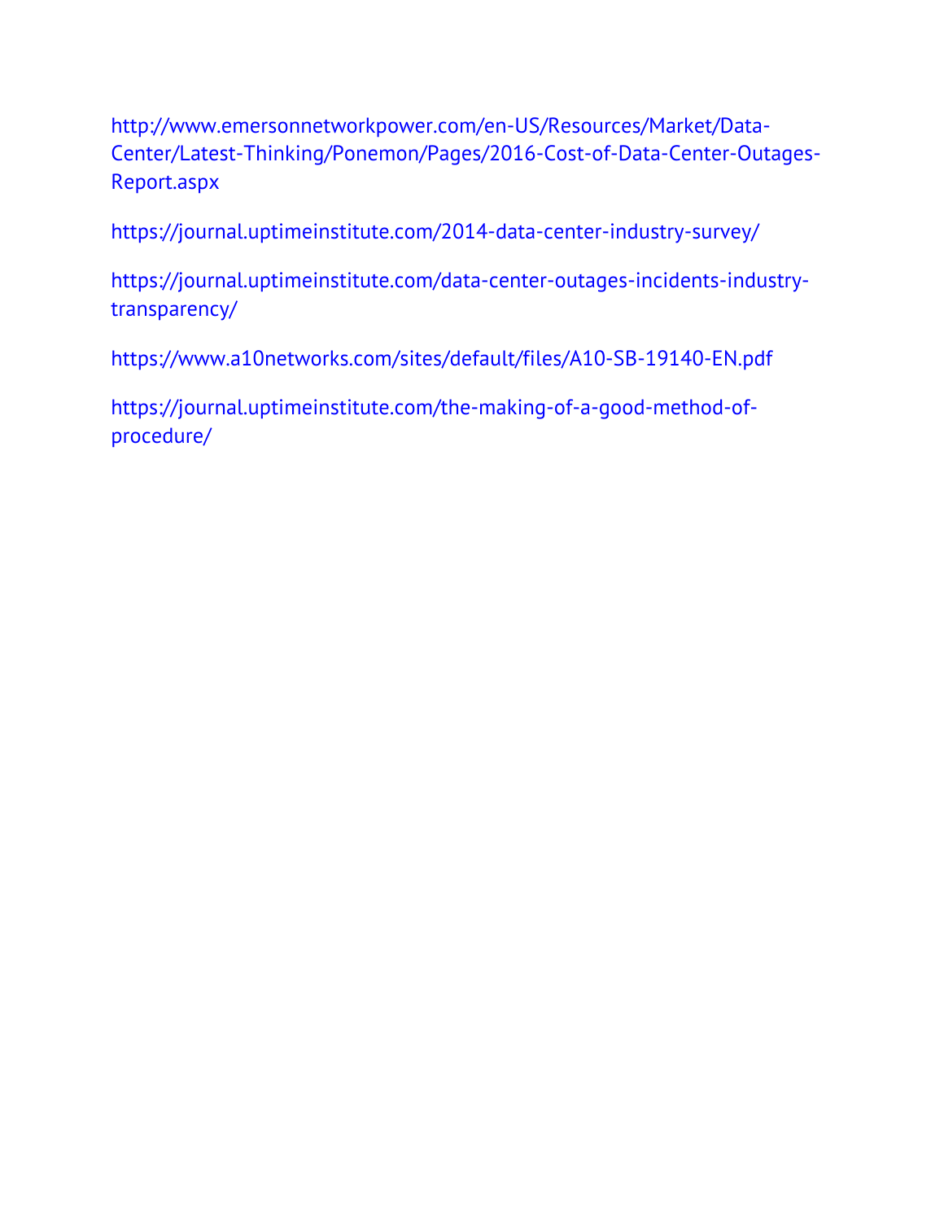http://www.emersonnetworkpower.com/en-US/Resources/Market/Data-Center/Latest-Thinking/Ponemon/Pages/2016-Cost-of-Data-Center-Outages-Report.aspx

https://journal.uptimeinstitute.com/2014-data-center-industry-survey/

https://journal.uptimeinstitute.com/data-center-outages-incidents-industry-transparency/

https://www.a10networks.com/sites/default/files/A10-SB-19140-EN.pdf

https://journal.uptimeinstitute.com/the-making-of-a-good-method-of-procedure/